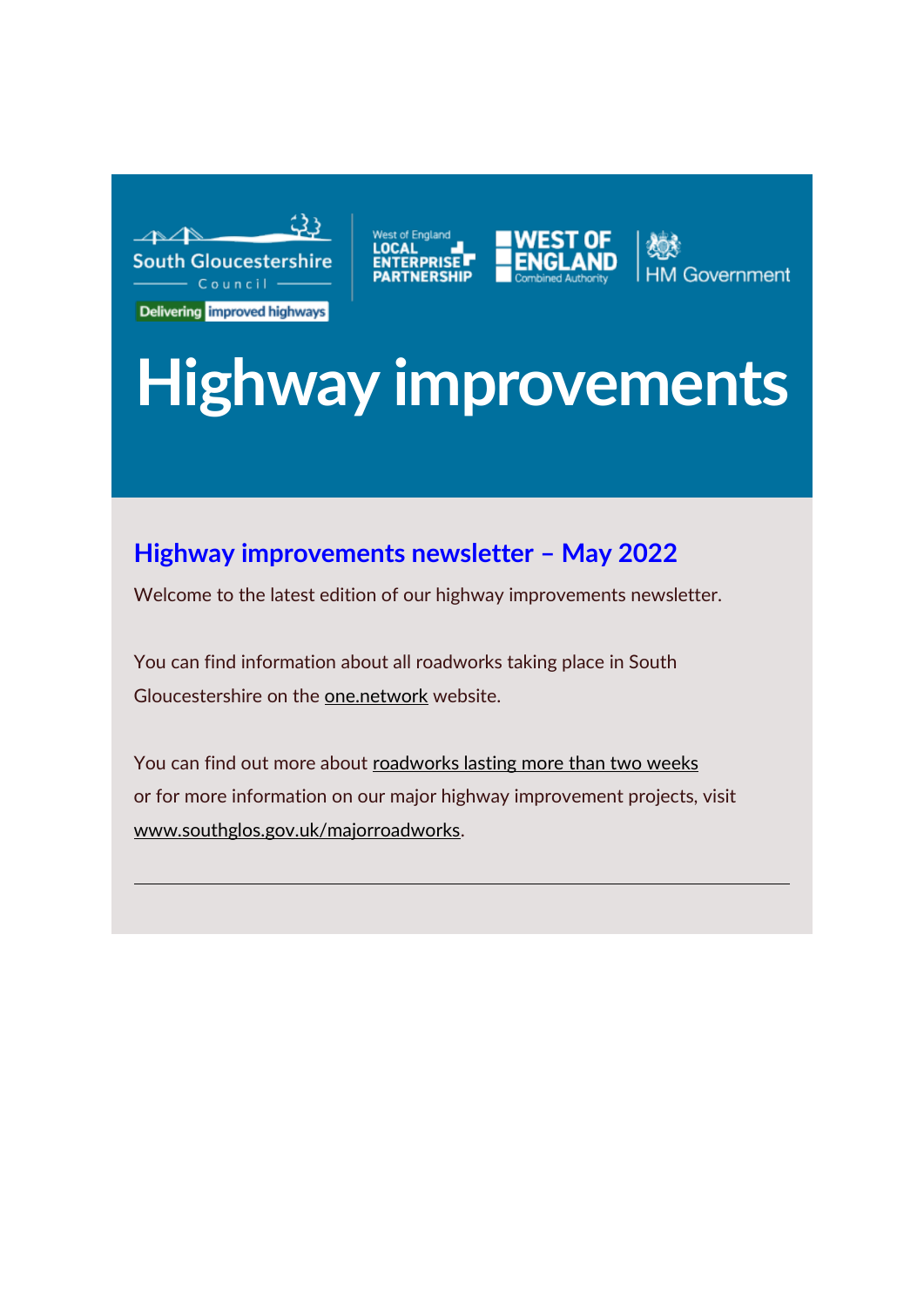South Gloucestershire Council

Delivering improved highways

West of England Local Enterprise Partnership

West of England Combined Authority

HM Government

# Highway improvements

## Highway improvements newsletter – May 2022

Welcome to the latest edition of our highway improvements newsletter.

You can find information about all roadworks taking place in South Gloucestershire on the one.network website.

You can find out more about roadworks lasting more than two weeks or for more information on our major highway improvement projects, visit www.southglos.gov.uk/majorroadworks.

---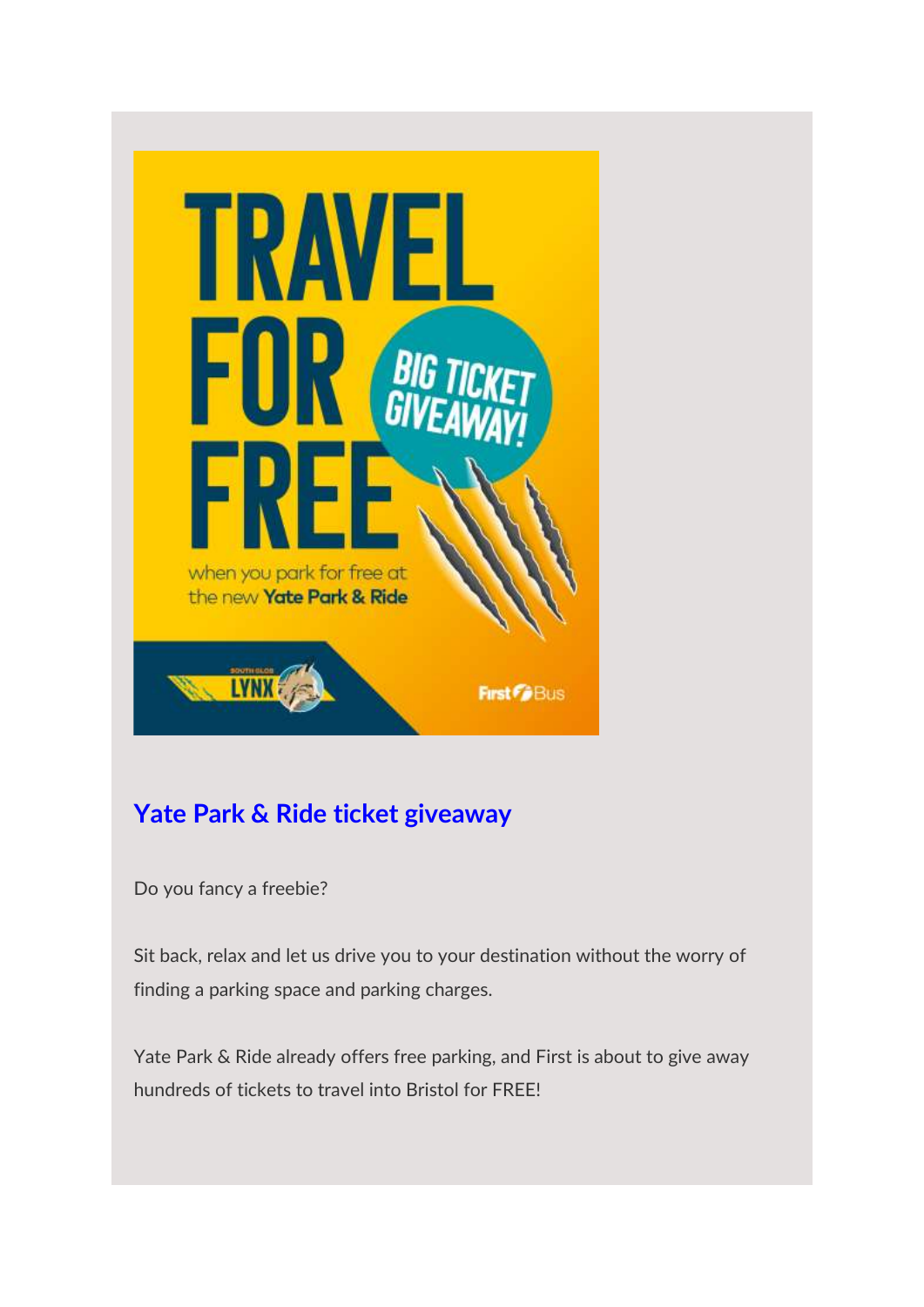## Yate Park & Ride ticket giveaway

Do you fancy a freebie?

Sit back, relax and let us drive you to your destination without the worry of finding a parking space and parking charges.

Yate Park & Ride already offers free parking, and First is about to give away hundreds of tickets to travel into Bristol for FREE!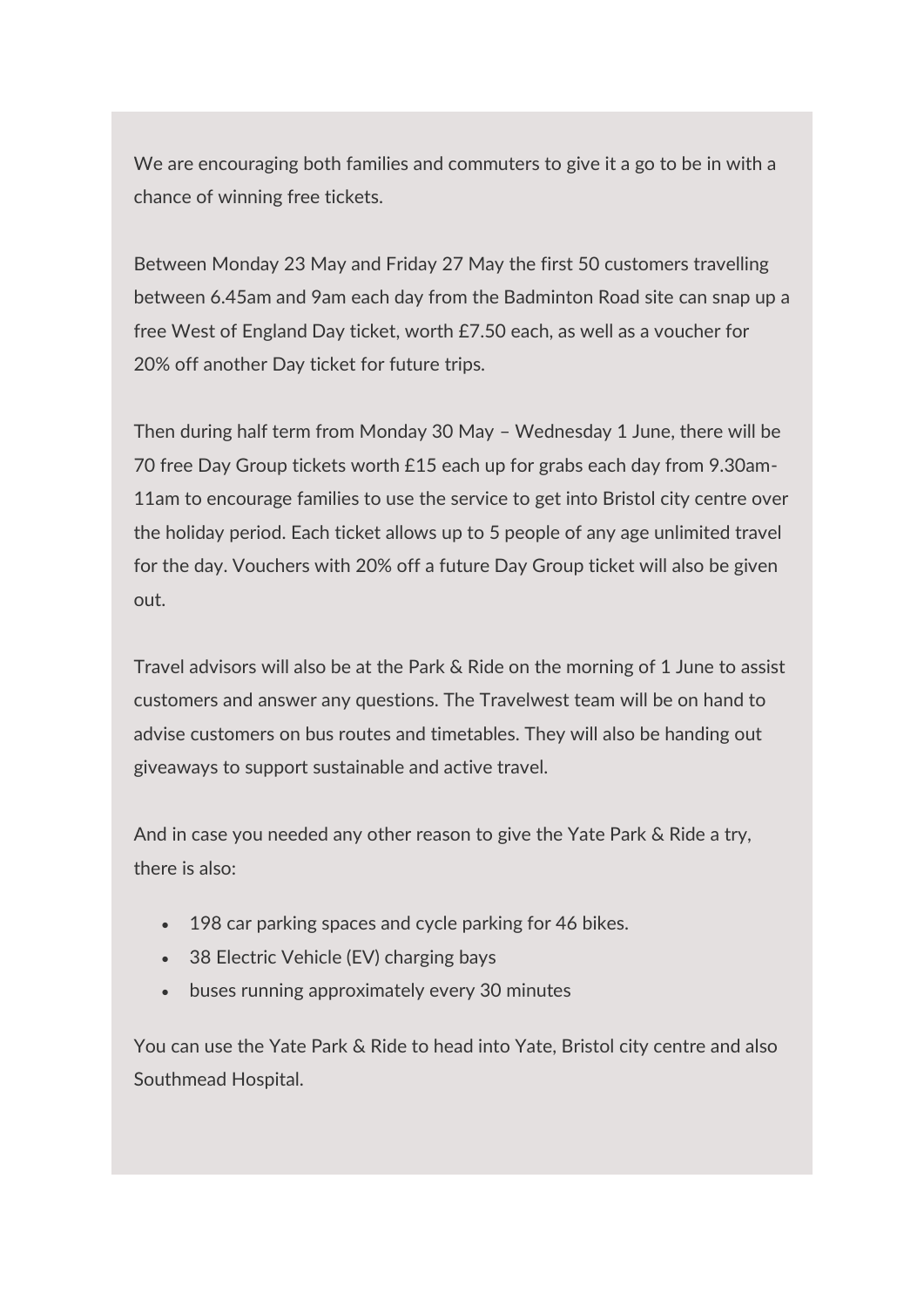We are encouraging both families and commuters to give it a go to be in with a chance of winning free tickets.

Between Monday 23 May and Friday 27 May the first 50 customers travelling between 6.45am and 9am each day from the Badminton Road site can snap up a free West of England Day ticket, worth £7.50 each, as well as a voucher for 20% off another Day ticket for future trips.

Then during half term from Monday 30 May – Wednesday 1 June, there will be 70 free Day Group tickets worth £15 each up for grabs each day from 9.30am-11am to encourage families to use the service to get into Bristol city centre over the holiday period. Each ticket allows up to 5 people of any age unlimited travel for the day. Vouchers with 20% off a future Day Group ticket will also be given out.

Travel advisors will also be at the Park & Ride on the morning of 1 June to assist customers and answer any questions. The Travelwest team will be on hand to advise customers on bus routes and timetables. They will also be handing out giveaways to support sustainable and active travel.

And in case you needed any other reason to give the Yate Park & Ride a try, there is also:

- 198 car parking spaces and cycle parking for 46 bikes.
- 38 Electric Vehicle (EV) charging bays
- buses running approximately every 30 minutes

You can use the Yate Park & Ride to head into Yate, Bristol city centre and also Southmead Hospital.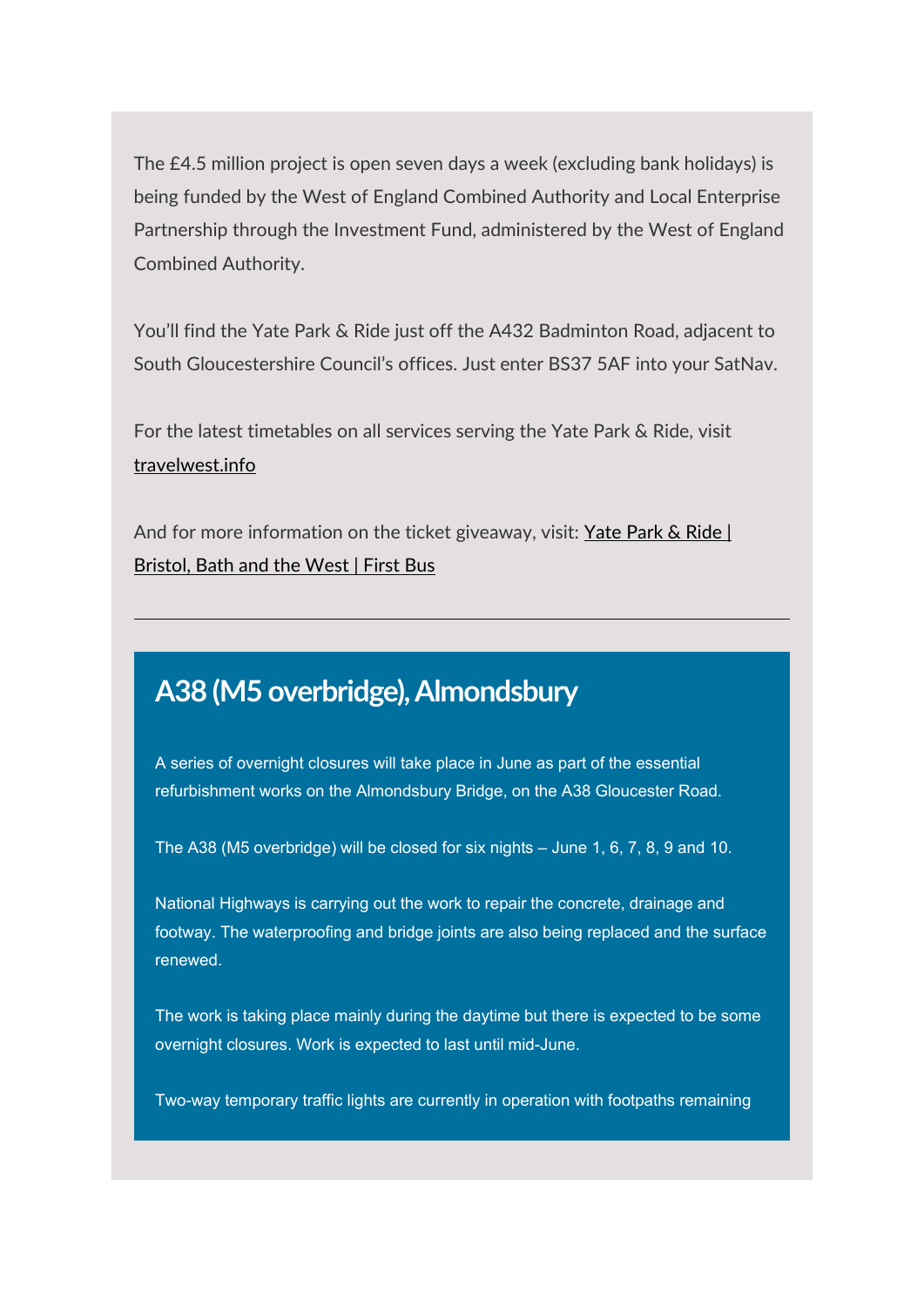The £4.5 million project is open seven days a week (excluding bank holidays) is being funded by the West of England Combined Authority and Local Enterprise Partnership through the Investment Fund, administered by the West of England Combined Authority.

You'll find the Yate Park & Ride just off the A432 Badminton Road, adjacent to South Gloucestershire Council's offices. Just enter BS37 5AF into your SatNav.

For the latest timetables on all services serving the Yate Park & Ride, visit travelwest.info

And for more information on the ticket giveaway, visit: Yate Park & Ride | Bristol, Bath and the West | First Bus

---

## A38 (M5 overbridge), Almondsbury

A series of overnight closures will take place in June as part of the essential refurbishment works on the Almondsbury Bridge, on the A38 Gloucester Road.

The A38 (M5 overbridge) will be closed for six nights – June 1, 6, 7, 8, 9 and 10.

National Highways is carrying out the work to repair the concrete, drainage and footway. The waterproofing and bridge joints are also being replaced and the surface renewed.

The work is taking place mainly during the daytime but there is expected to be some overnight closures. Work is expected to last until mid-June.

Two-way temporary traffic lights are currently in operation with footpaths remaining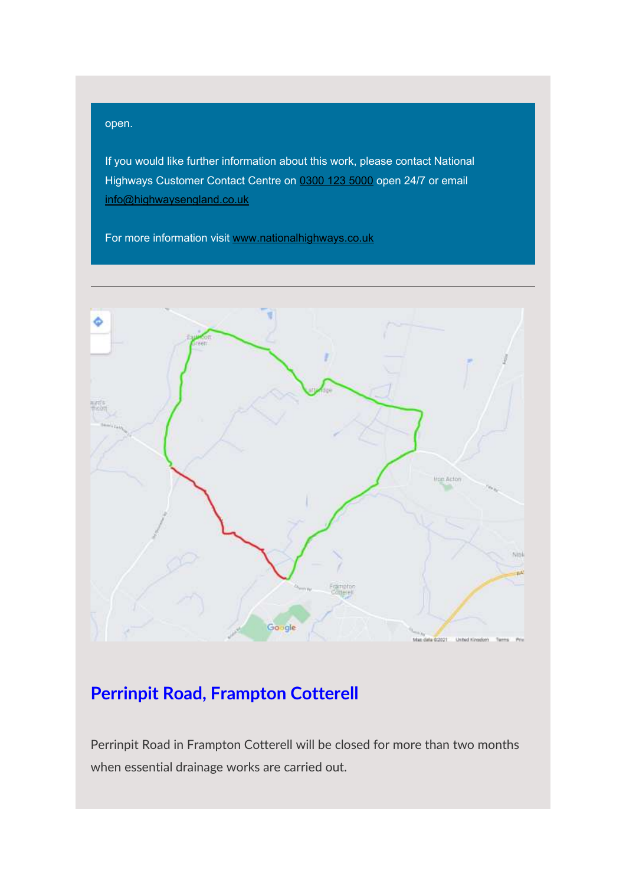open.

If you would like further information about this work, please contact National Highways Customer Contact Centre on 0300 123 5000 open 24/7 or email info@highwaysengland.co.uk

For more information visit www.nationalhighways.co.uk

---

## Perrinpit Road, Frampton Cotterell

Perrinpit Road in Frampton Cotterell will be closed for more than two months when essential drainage works are carried out.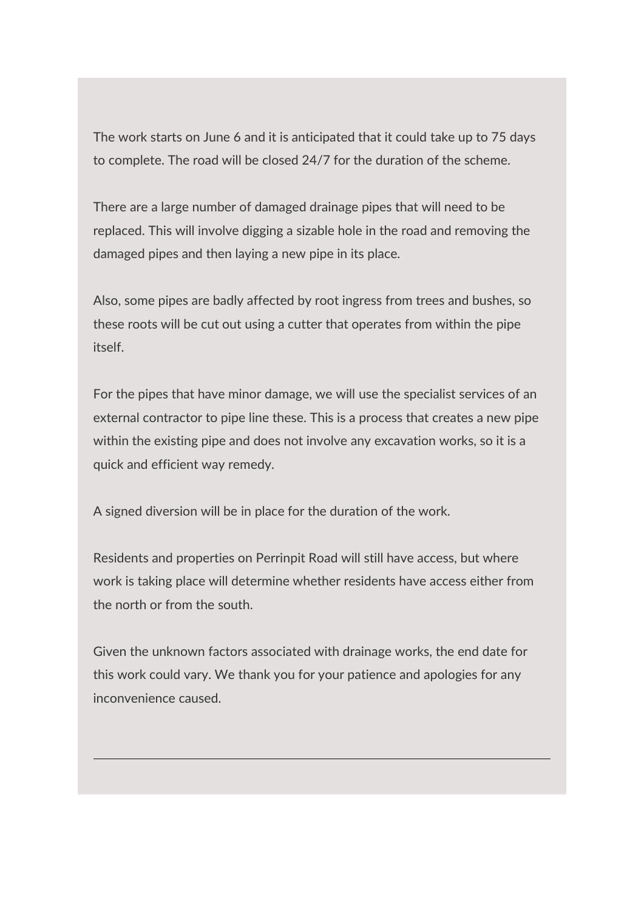The work starts on June 6 and it is anticipated that it could take up to 75 days to complete. The road will be closed 24/7 for the duration of the scheme.

There are a large number of damaged drainage pipes that will need to be replaced. This will involve digging a sizable hole in the road and removing the damaged pipes and then laying a new pipe in its place.

Also, some pipes are badly affected by root ingress from trees and bushes, so these roots will be cut out using a cutter that operates from within the pipe itself.

For the pipes that have minor damage, we will use the specialist services of an external contractor to pipe line these. This is a process that creates a new pipe within the existing pipe and does not involve any excavation works, so it is a quick and efficient way remedy.

A signed diversion will be in place for the duration of the work.

Residents and properties on Perrinpit Road will still have access, but where work is taking place will determine whether residents have access either from the north or from the south.

Given the unknown factors associated with drainage works, the end date for this work could vary. We thank you for your patience and apologies for any inconvenience caused.

---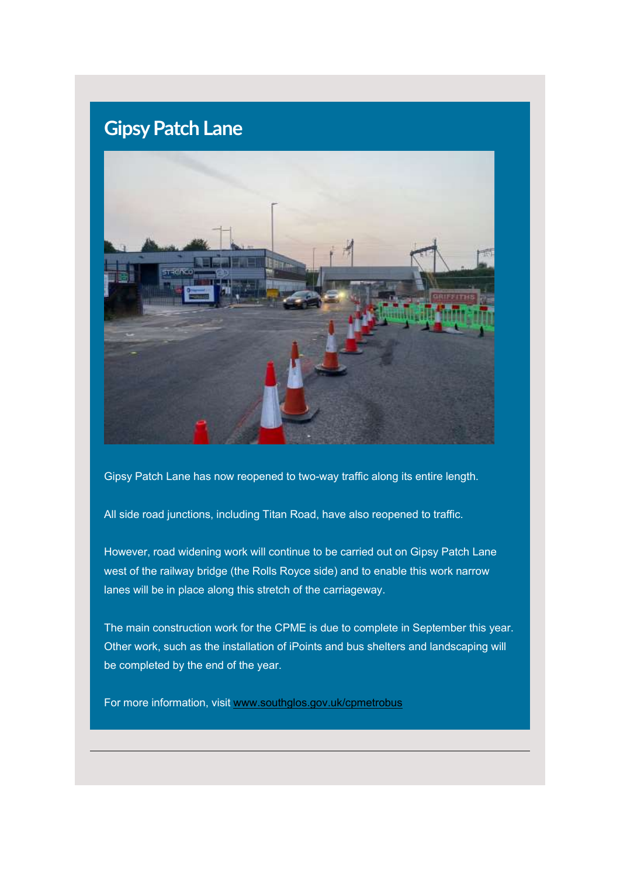# Gipsy Patch Lane

Gipsy Patch Lane has now reopened to two-way traffic along its entire length.

All side road junctions, including Titan Road, have also reopened to traffic.

However, road widening work will continue to be carried out on Gipsy Patch Lane west of the railway bridge (the Rolls Royce side) and to enable this work narrow lanes will be in place along this stretch of the carriageway.

The main construction work for the CPME is due to complete in September this year. Other work, such as the installation of iPoints and bus shelters and landscaping will be completed by the end of the year.

For more information, visit [www.southglos.gov.uk/cpmetrobus](www.southglos.gov.uk/cpmetrobus)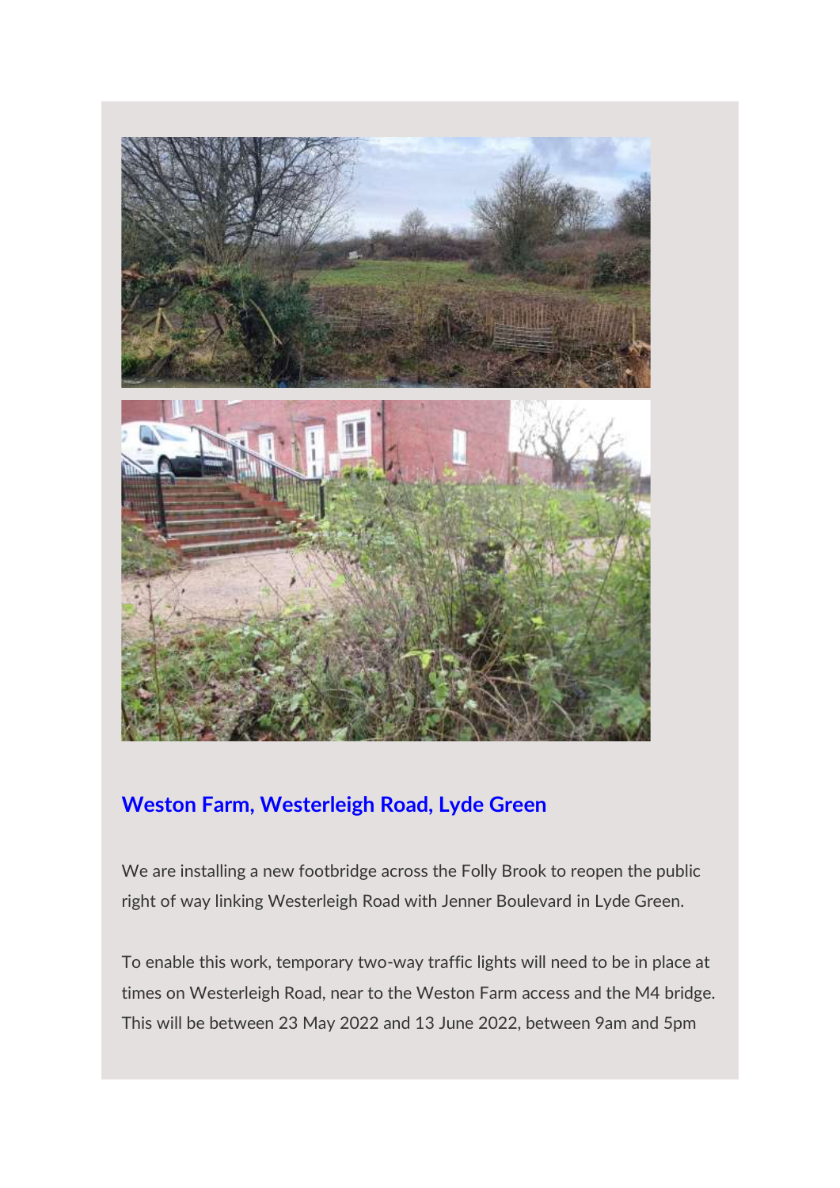## Weston Farm, Westerleigh Road, Lyde Green

We are installing a new footbridge across the Folly Brook to reopen the public right of way linking Westerleigh Road with Jenner Boulevard in Lyde Green.

To enable this work, temporary two-way traffic lights will need to be in place at times on Westerleigh Road, near to the Weston Farm access and the M4 bridge. This will be between 23 May 2022 and 13 June 2022, between 9am and 5pm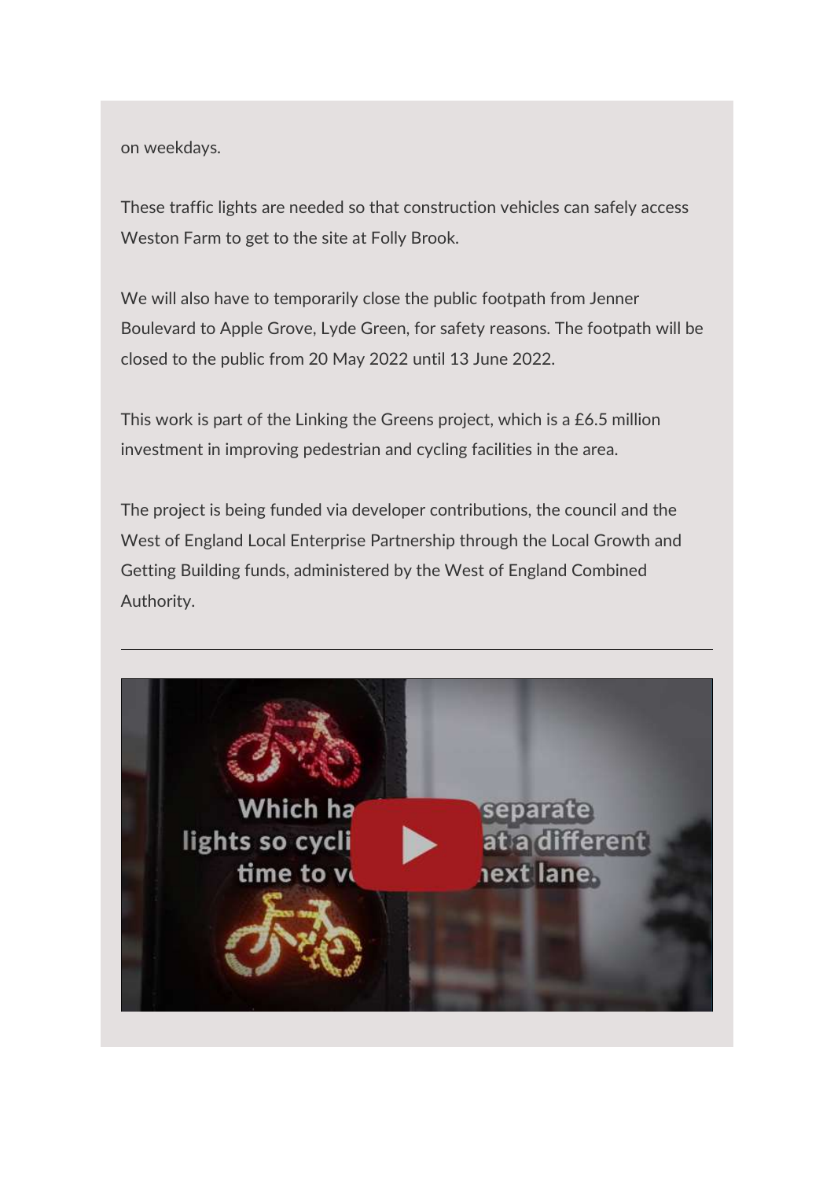on weekdays.

These traffic lights are needed so that construction vehicles can safely access Weston Farm to get to the site at Folly Brook.

We will also have to temporarily close the public footpath from Jenner Boulevard to Apple Grove, Lyde Green, for safety reasons. The footpath will be closed to the public from 20 May 2022 until 13 June 2022.

This work is part of the Linking the Greens project, which is a £6.5 million investment in improving pedestrian and cycling facilities in the area.

The project is being funded via developer contributions, the council and the West of England Local Enterprise Partnership through the Local Growth and Getting Building funds, administered by the West of England Combined Authority.

---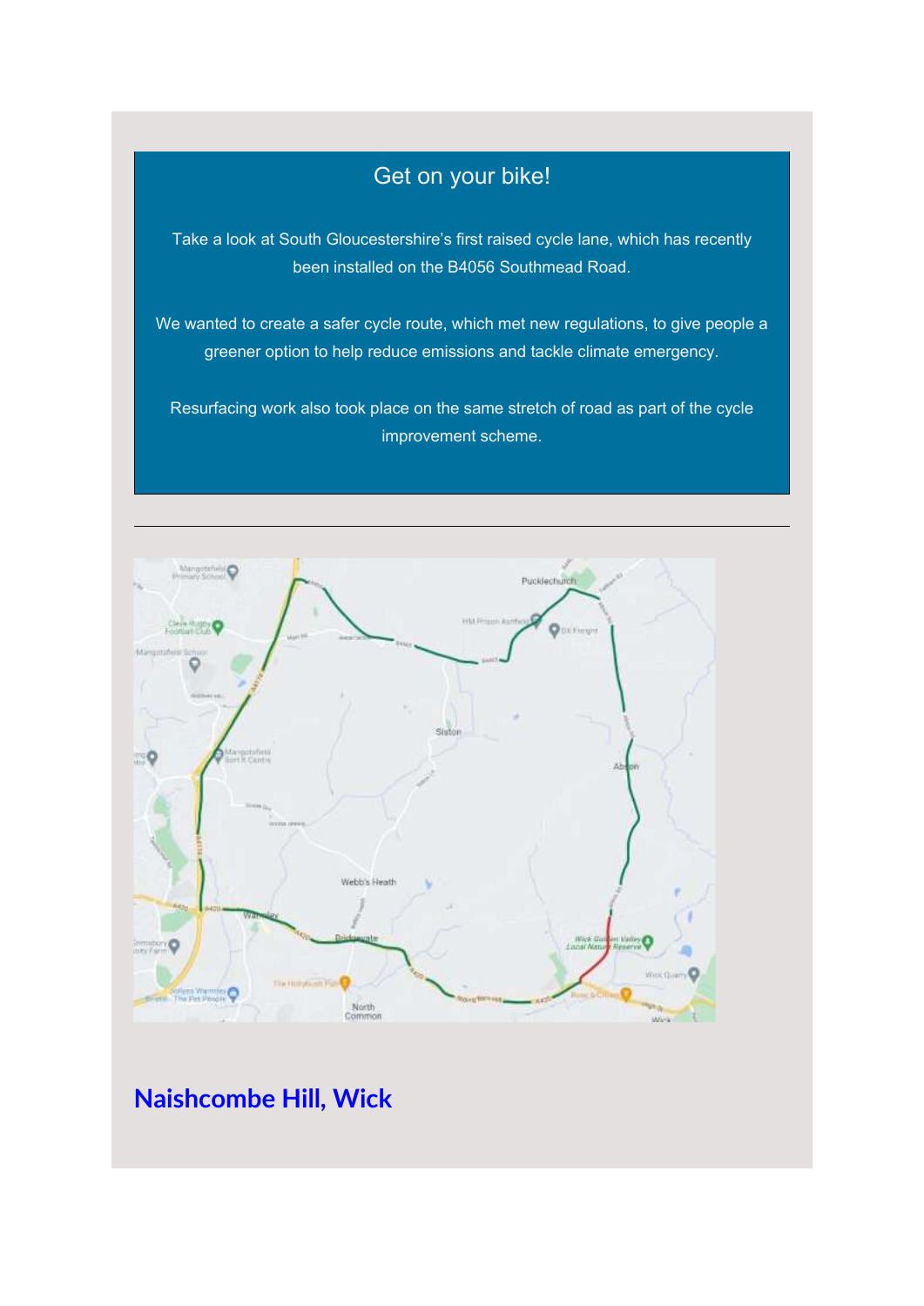## Get on your bike!

Take a look at South Gloucestershire's first raised cycle lane, which has recently been installed on the B4056 Southmead Road.

We wanted to create a safer cycle route, which met new regulations, to give people a greener option to help reduce emissions and tackle climate emergency.

Resurfacing work also took place on the same stretch of road as part of the cycle improvement scheme.

---

## Naishcombe Hill, Wick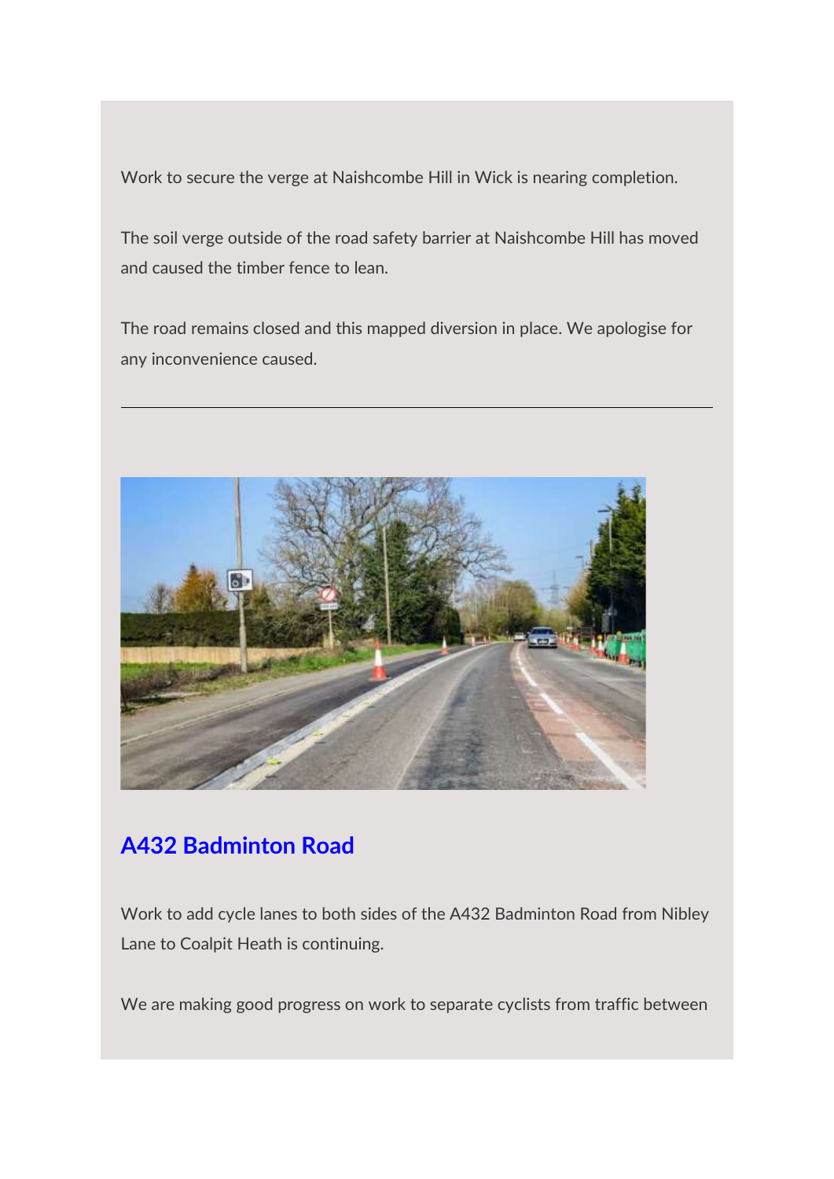Work to secure the verge at Naishcombe Hill in Wick is nearing completion.

The soil verge outside of the road safety barrier at Naishcombe Hill has moved and caused the timber fence to lean.

The road remains closed and this mapped diversion in place. We apologise for any inconvenience caused.

---

## A432 Badminton Road

Work to add cycle lanes to both sides of the A432 Badminton Road from Nibley Lane to Coalpit Heath is continuing.

We are making good progress on work to separate cyclists from traffic between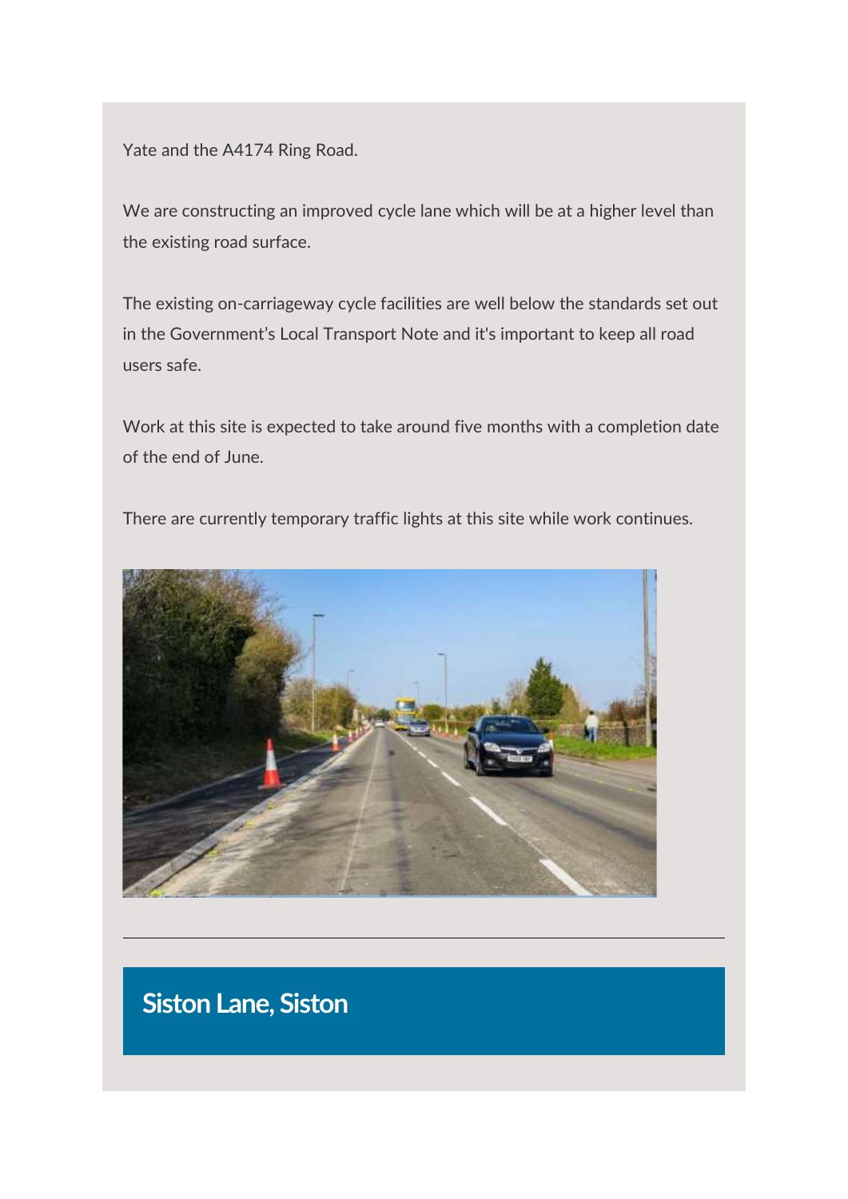Yate and the A4174 Ring Road.

We are constructing an improved cycle lane which will be at a higher level than the existing road surface.

The existing on-carriageway cycle facilities are well below the standards set out in the Government's Local Transport Note and it's important to keep all road users safe.

Work at this site is expected to take around five months with a completion date of the end of June.

There are currently temporary traffic lights at this site while work continues.

---

## Siston Lane, Siston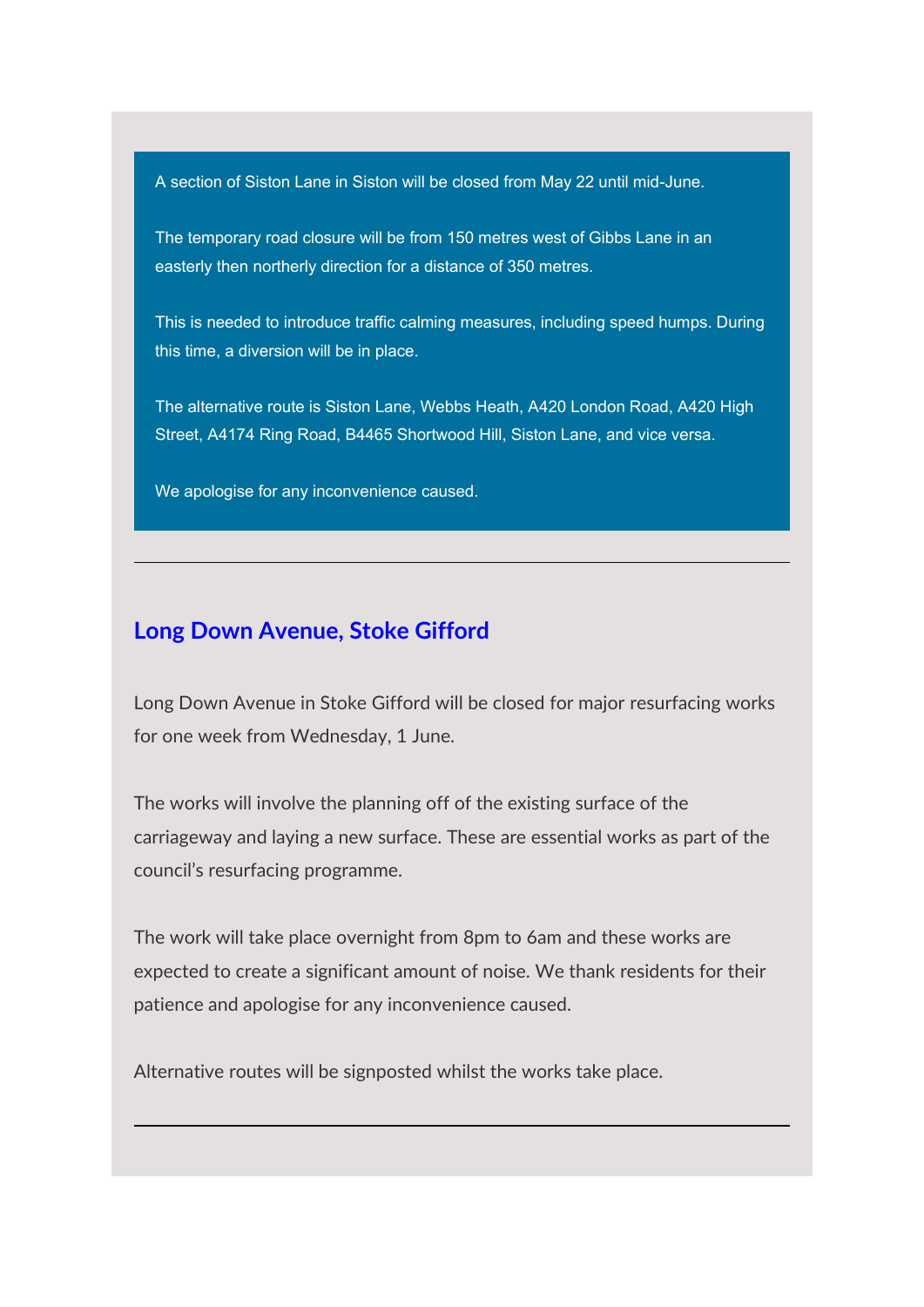A section of Siston Lane in Siston will be closed from May 22 until mid-June.

The temporary road closure will be from 150 metres west of Gibbs Lane in an easterly then northerly direction for a distance of 350 metres.

This is needed to introduce traffic calming measures, including speed humps. During this time, a diversion will be in place.

The alternative route is Siston Lane, Webbs Heath, A420 London Road, A420 High Street, A4174 Ring Road, B4465 Shortwood Hill, Siston Lane, and vice versa.

We apologise for any inconvenience caused.

---

## Long Down Avenue, Stoke Gifford

Long Down Avenue in Stoke Gifford will be closed for major resurfacing works for one week from Wednesday, 1 June.

The works will involve the planning off of the existing surface of the carriageway and laying a new surface. These are essential works as part of the council's resurfacing programme.

The work will take place overnight from 8pm to 6am and these works are expected to create a significant amount of noise. We thank residents for their patience and apologise for any inconvenience caused.

Alternative routes will be signposted whilst the works take place.

---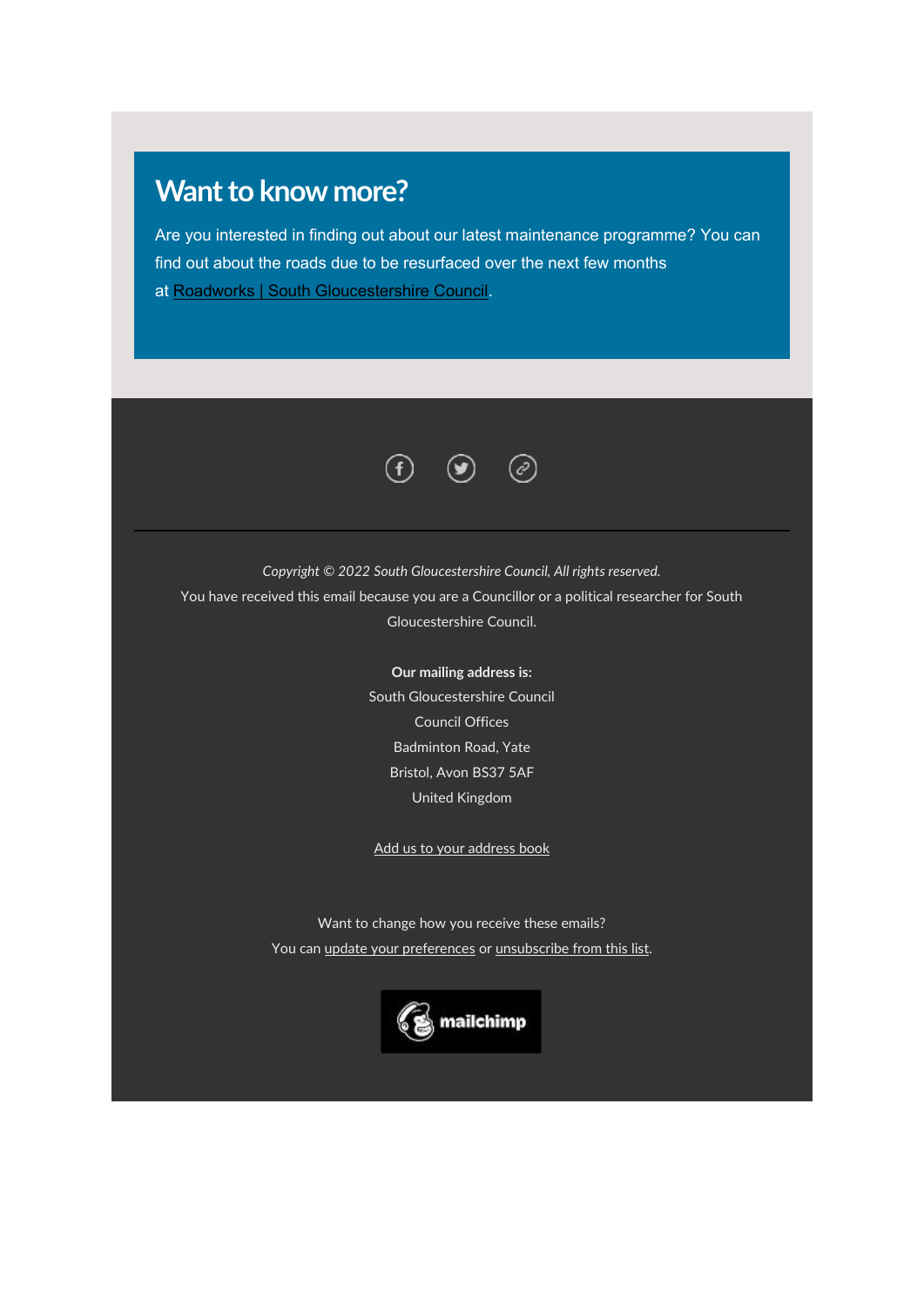## Want to know more?

Are you interested in finding out about our latest maintenance programme? You can find out about the roads due to be resurfaced over the next few months at Roadworks | South Gloucestershire Council.

*Copyright © 2022 South Gloucestershire Council, All rights reserved.*

You have received this email because you are a Councillor or a political researcher for South Gloucestershire Council.

**Our mailing address is:**

South Gloucestershire Council
Council Offices
Badminton Road, Yate
Bristol, Avon BS37 5AF
United Kingdom

Add us to your address book

Want to change how you receive these emails?
You can update your preferences or unsubscribe from this list.

mailchimp